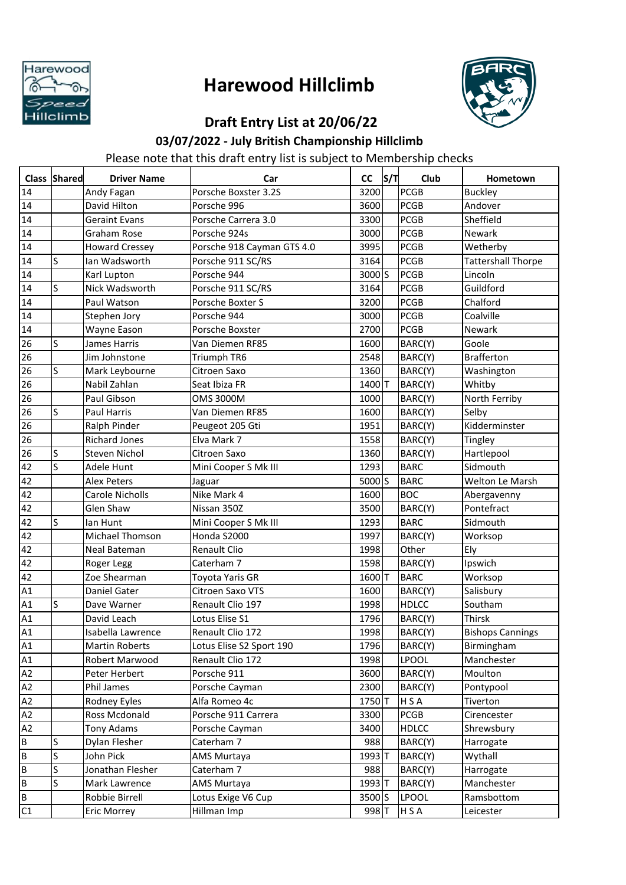# Harewood Hillclimb

## Draft Entry List at 20/06/22

### 03/07/2022 - July British Championship Hillclimb

Please note that this draft entry list is subject to Membership checks

| Class | Shared | Driver Name | Car | CC | S/T | Club | Hometown |
|---|---|---|---|---|---|---|---|
| 14 | | Andy Fagan | Porsche Boxster 3.2S | 3200 | | PCGB | Buckley |
| 14 | | David Hilton | Porsche 996 | 3600 | | PCGB | Andover |
| 14 | | Geraint Evans | Porsche Carrera 3.0 | 3300 | | PCGB | Sheffield |
| 14 | | Graham Rose | Porsche 924s | 3000 | | PCGB | Newark |
| 14 | | Howard Cressey | Porsche 918 Cayman GTS 4.0 | 3995 | | PCGB | Wetherby |
| 14 | S | Ian Wadsworth | Porsche 911 SC/RS | 3164 | | PCGB | Tattershall Thorpe |
| 14 | | Karl Lupton | Porsche 944 | 3000 | S | PCGB | Lincoln |
| 14 | S | Nick Wadsworth | Porsche 911 SC/RS | 3164 | | PCGB | Guildford |
| 14 | | Paul Watson | Porsche Boxter S | 3200 | | PCGB | Chalford |
| 14 | | Stephen Jory | Porsche 944 | 3000 | | PCGB | Coalville |
| 14 | | Wayne Eason | Porsche Boxster | 2700 | | PCGB | Newark |
| 26 | S | James Harris | Van Diemen RF85 | 1600 | | BARC(Y) | Goole |
| 26 | | Jim Johnstone | Triumph TR6 | 2548 | | BARC(Y) | Brafferton |
| 26 | S | Mark Leybourne | Citroen Saxo | 1360 | | BARC(Y) | Washington |
| 26 | | Nabil Zahlan | Seat Ibiza FR | 1400 | T | BARC(Y) | Whitby |
| 26 | | Paul Gibson | OMS 3000M | 1000 | | BARC(Y) | North Ferriby |
| 26 | S | Paul Harris | Van Diemen RF85 | 1600 | | BARC(Y) | Selby |
| 26 | | Ralph Pinder | Peugeot 205 Gti | 1951 | | BARC(Y) | Kidderminster |
| 26 | | Richard Jones | Elva Mark 7 | 1558 | | BARC(Y) | Tingley |
| 26 | S | Steven Nichol | Citroen Saxo | 1360 | | BARC(Y) | Hartlepool |
| 42 | S | Adele Hunt | Mini Cooper S Mk III | 1293 | | BARC | Sidmouth |
| 42 | | Alex Peters | Jaguar | 5000 | S | BARC | Welton Le Marsh |
| 42 | | Carole Nicholls | Nike Mark 4 | 1600 | | BOC | Abergavenny |
| 42 | | Glen Shaw | Nissan 350Z | 3500 | | BARC(Y) | Pontefract |
| 42 | S | Ian Hunt | Mini Cooper S Mk III | 1293 | | BARC | Sidmouth |
| 42 | | Michael Thomson | Honda S2000 | 1997 | | BARC(Y) | Worksop |
| 42 | | Neal Bateman | Renault Clio | 1998 | | Other | Ely |
| 42 | | Roger Legg | Caterham 7 | 1598 | | BARC(Y) | Ipswich |
| 42 | | Zoe Shearman | Toyota Yaris GR | 1600 | T | BARC | Worksop |
| A1 | | Daniel Gater | Citroen Saxo VTS | 1600 | | BARC(Y) | Salisbury |
| A1 | S | Dave Warner | Renault Clio 197 | 1998 | | HDLCC | Southam |
| A1 | | David Leach | Lotus Elise S1 | 1796 | | BARC(Y) | Thirsk |
| A1 | | Isabella Lawrence | Renault Clio 172 | 1998 | | BARC(Y) | Bishops Cannings |
| A1 | | Martin Roberts | Lotus Elise S2 Sport 190 | 1796 | | BARC(Y) | Birmingham |
| A1 | | Robert Marwood | Renault Clio 172 | 1998 | | LPOOL | Manchester |
| A2 | | Peter Herbert | Porsche 911 | 3600 | | BARC(Y) | Moulton |
| A2 | | Phil James | Porsche Cayman | 2300 | | BARC(Y) | Pontypool |
| A2 | | Rodney Eyles | Alfa Romeo 4c | 1750 | T | H S A | Tiverton |
| A2 | | Ross Mcdonald | Porsche 911 Carrera | 3300 | | PCGB | Cirencester |
| A2 | | Tony Adams | Porsche Cayman | 3400 | | HDLCC | Shrewsbury |
| B | S | Dylan Flesher | Caterham 7 | 988 | | BARC(Y) | Harrogate |
| B | S | John Pick | AMS Murtaya | 1993 | T | BARC(Y) | Wythall |
| B | S | Jonathan Flesher | Caterham 7 | 988 | | BARC(Y) | Harrogate |
| B | S | Mark Lawrence | AMS Murtaya | 1993 | T | BARC(Y) | Manchester |
| B | | Robbie Birrell | Lotus Exige V6 Cup | 3500 | S | LPOOL | Ramsbottom |
| C1 | | Eric Morrey | Hillman Imp | 998 | T | H S A | Leicester |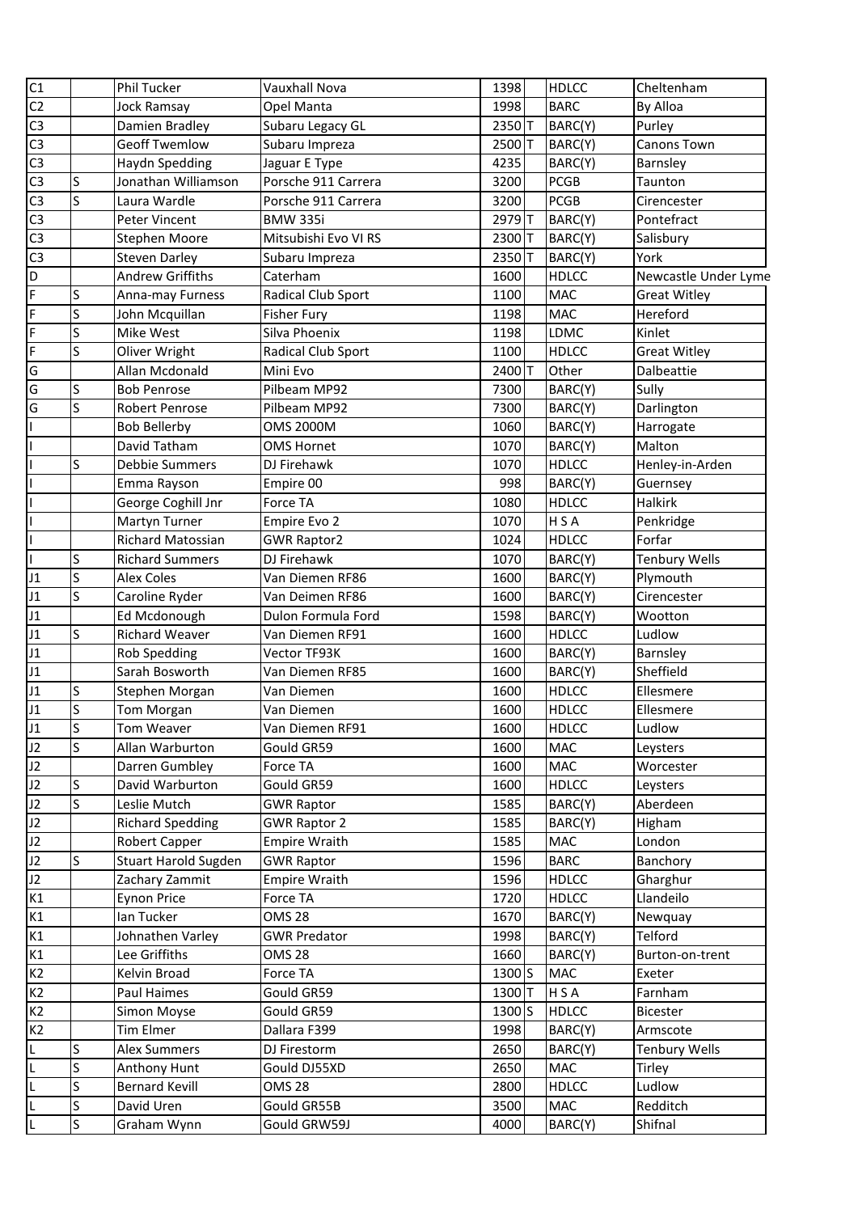| | | | | | | | |
|---|---|---|---|---|---|---|---|
| C1 | | Phil Tucker | Vauxhall Nova | 1398 | | HDLCC | Cheltenham |
| C2 | | Jock Ramsay | Opel Manta | 1998 | | BARC | By Alloa |
| C3 | | Damien Bradley | Subaru Legacy GL | 2350 | T | BARC(Y) | Purley |
| C3 | | Geoff Twemlow | Subaru Impreza | 2500 | T | BARC(Y) | Canons Town |
| C3 | | Haydn Spedding | Jaguar E Type | 4235 | | BARC(Y) | Barnsley |
| C3 | S | Jonathan Williamson | Porsche 911 Carrera | 3200 | | PCGB | Taunton |
| C3 | S | Laura Wardle | Porsche 911 Carrera | 3200 | | PCGB | Cirencester |
| C3 | | Peter Vincent | BMW 335i | 2979 | T | BARC(Y) | Pontefract |
| C3 | | Stephen Moore | Mitsubishi Evo VI RS | 2300 | T | BARC(Y) | Salisbury |
| C3 | | Steven Darley | Subaru Impreza | 2350 | T | BARC(Y) | York |
| D | | Andrew Griffiths | Caterham | 1600 | | HDLCC | Newcastle Under Lyme |
| F | S | Anna-may Furness | Radical Club Sport | 1100 | | MAC | Great Witley |
| F | S | John Mcquillan | Fisher Fury | 1198 | | MAC | Hereford |
| F | S | Mike West | Silva Phoenix | 1198 | | LDMC | Kinlet |
| F | S | Oliver Wright | Radical Club Sport | 1100 | | HDLCC | Great Witley |
| G | | Allan Mcdonald | Mini Evo | 2400 | T | Other | Dalbeattie |
| G | S | Bob Penrose | Pilbeam MP92 | 7300 | | BARC(Y) | Sully |
| G | S | Robert Penrose | Pilbeam MP92 | 7300 | | BARC(Y) | Darlington |
| I | | Bob Bellerby | OMS 2000M | 1060 | | BARC(Y) | Harrogate |
| I | | David Tatham | OMS Hornet | 1070 | | BARC(Y) | Malton |
| I | S | Debbie Summers | DJ Firehawk | 1070 | | HDLCC | Henley-in-Arden |
| I | | Emma Rayson | Empire 00 | 998 | | BARC(Y) | Guernsey |
| I | | George Coghill Jnr | Force TA | 1080 | | HDLCC | Halkirk |
| I | | Martyn Turner | Empire Evo 2 | 1070 | | H S A | Penkridge |
| I | | Richard Matossian | GWR Raptor2 | 1024 | | HDLCC | Forfar |
| I | S | Richard Summers | DJ Firehawk | 1070 | | BARC(Y) | Tenbury Wells |
| J1 | S | Alex Coles | Van Diemen RF86 | 1600 | | BARC(Y) | Plymouth |
| J1 | S | Caroline Ryder | Van Deimen RF86 | 1600 | | BARC(Y) | Cirencester |
| J1 | | Ed Mcdonough | Dulon Formula Ford | 1598 | | BARC(Y) | Wootton |
| J1 | S | Richard Weaver | Van Diemen RF91 | 1600 | | HDLCC | Ludlow |
| J1 | | Rob Spedding | Vector TF93K | 1600 | | BARC(Y) | Barnsley |
| J1 | | Sarah Bosworth | Van Diemen RF85 | 1600 | | BARC(Y) | Sheffield |
| J1 | S | Stephen Morgan | Van Diemen | 1600 | | HDLCC | Ellesmere |
| J1 | S | Tom Morgan | Van Diemen | 1600 | | HDLCC | Ellesmere |
| J1 | S | Tom Weaver | Van Diemen RF91 | 1600 | | HDLCC | Ludlow |
| J2 | S | Allan Warburton | Gould GR59 | 1600 | | MAC | Leysters |
| J2 | | Darren Gumbley | Force TA | 1600 | | MAC | Worcester |
| J2 | S | David Warburton | Gould GR59 | 1600 | | HDLCC | Leysters |
| J2 | S | Leslie Mutch | GWR Raptor | 1585 | | BARC(Y) | Aberdeen |
| J2 | | Richard Spedding | GWR Raptor 2 | 1585 | | BARC(Y) | Higham |
| J2 | | Robert Capper | Empire Wraith | 1585 | | MAC | London |
| J2 | S | Stuart Harold Sugden | GWR Raptor | 1596 | | BARC | Banchory |
| J2 | | Zachary Zammit | Empire Wraith | 1596 | | HDLCC | Gharghur |
| K1 | | Eynon Price | Force TA | 1720 | | HDLCC | Llandeilo |
| K1 | | Ian Tucker | OMS 28 | 1670 | | BARC(Y) | Newquay |
| K1 | | Johnathen Varley | GWR Predator | 1998 | | BARC(Y) | Telford |
| K1 | | Lee Griffiths | OMS 28 | 1660 | | BARC(Y) | Burton-on-trent |
| K2 | | Kelvin Broad | Force TA | 1300 | S | MAC | Exeter |
| K2 | | Paul Haimes | Gould GR59 | 1300 | T | H S A | Farnham |
| K2 | | Simon Moyse | Gould GR59 | 1300 | S | HDLCC | Bicester |
| K2 | | Tim Elmer | Dallara F399 | 1998 | | BARC(Y) | Armscote |
| L | S | Alex Summers | DJ Firestorm | 2650 | | BARC(Y) | Tenbury Wells |
| L | S | Anthony Hunt | Gould DJ55XD | 2650 | | MAC | Tirley |
| L | S | Bernard Kevill | OMS 28 | 2800 | | HDLCC | Ludlow |
| L | S | David Uren | Gould GR55B | 3500 | | MAC | Redditch |
| L | S | Graham Wynn | Gould GRW59J | 4000 | | BARC(Y) | Shifnal |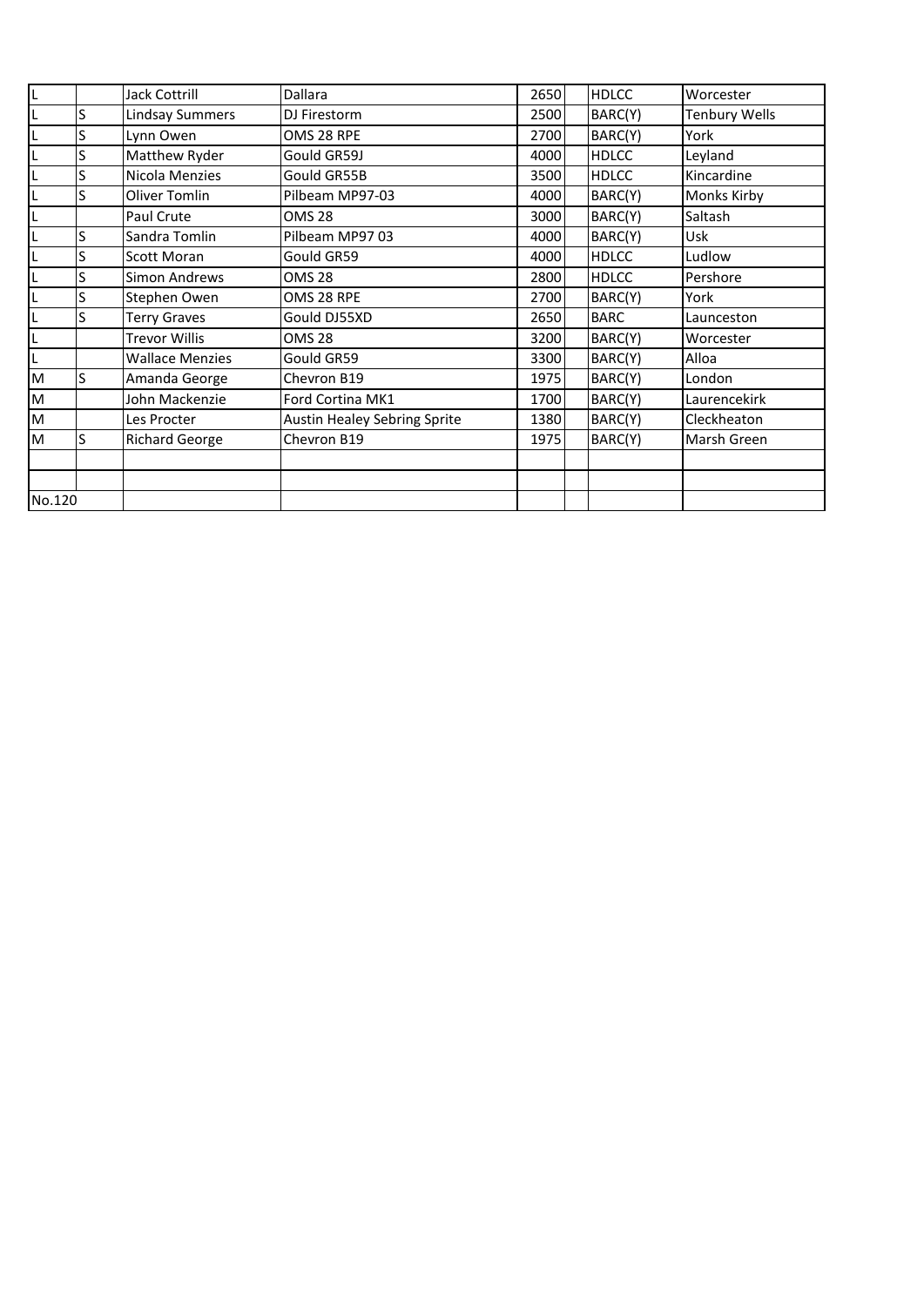| | | | | | | | |
|---|---|---|---|---|---|---|---|
| L | | Jack Cottrill | Dallara | 2650 | | HDLCC | Worcester |
| L | S | Lindsay Summers | DJ Firestorm | 2500 | | BARC(Y) | Tenbury Wells |
| L | S | Lynn Owen | OMS 28 RPE | 2700 | | BARC(Y) | York |
| L | S | Matthew Ryder | Gould GR59J | 4000 | | HDLCC | Leyland |
| L | S | Nicola Menzies | Gould GR55B | 3500 | | HDLCC | Kincardine |
| L | S | Oliver Tomlin | Pilbeam MP97-03 | 4000 | | BARC(Y) | Monks Kirby |
| L | | Paul Crute | OMS 28 | 3000 | | BARC(Y) | Saltash |
| L | S | Sandra Tomlin | Pilbeam MP97 03 | 4000 | | BARC(Y) | Usk |
| L | S | Scott Moran | Gould GR59 | 4000 | | HDLCC | Ludlow |
| L | S | Simon Andrews | OMS 28 | 2800 | | HDLCC | Pershore |
| L | S | Stephen Owen | OMS 28 RPE | 2700 | | BARC(Y) | York |
| L | S | Terry Graves | Gould DJ55XD | 2650 | | BARC | Launceston |
| L | | Trevor Willis | OMS 28 | 3200 | | BARC(Y) | Worcester |
| L | | Wallace Menzies | Gould GR59 | 3300 | | BARC(Y) | Alloa |
| M | S | Amanda George | Chevron B19 | 1975 | | BARC(Y) | London |
| M | | John Mackenzie | Ford Cortina MK1 | 1700 | | BARC(Y) | Laurencekirk |
| M | | Les Procter | Austin Healey Sebring Sprite | 1380 | | BARC(Y) | Cleckheaton |
| M | S | Richard George | Chevron B19 | 1975 | | BARC(Y) | Marsh Green |
| | | | | | | | |
| | | | | | | | |
| No.120 | | | | | | | |